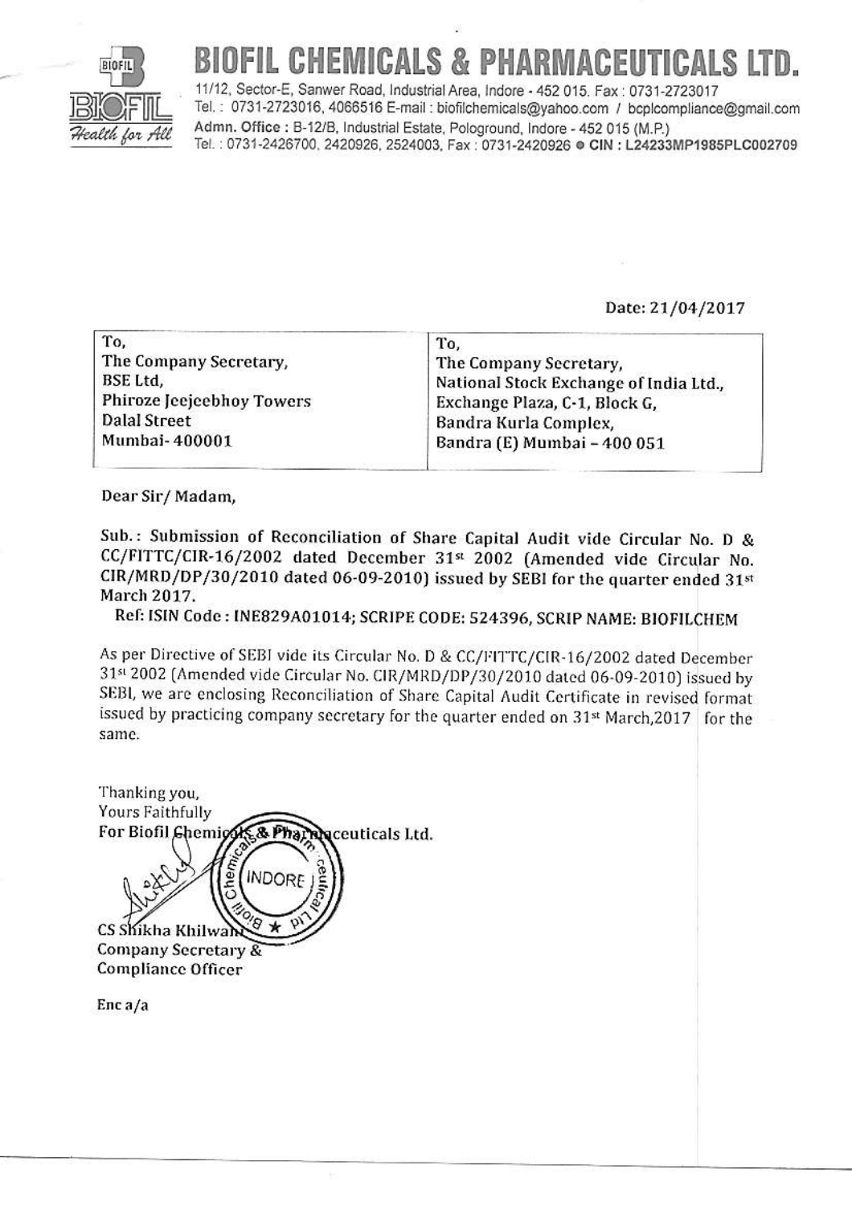# BIOFIL CHEMICALS & PHARMACEUTICALS LTD.

11/12, Sector-E, Sanwer Road, Industrial Area, Indore - 452 015. Fax : 0731-2723017
Tel. : 0731-2723016, 4066516 E-mail : biofilchemicals@yahoo.com / bcplcompliance@gmail.com
**Admn. Office :** B-12/B, Industrial Estate, Pologround, Indore - 452 015 (M.P.)
Tel. : 0731-2426700, 2420926, 2524003, Fax : 0731-2420926 ● **CIN : L24233MP1985PLC002709**

Date: 21/04/2017

| | |
|---|---|
| To,<br>The Company Secretary,<br>BSE Ltd,<br>Phiroze Jeejeebhoy Towers<br>Dalal Street<br>Mumbai- 400001 | To,<br>The Company Secretary,<br>National Stock Exchange of India Ltd.,<br>Exchange Plaza, C-1, Block G,<br>Bandra Kurla Complex,<br>Bandra (E) Mumbai – 400 051 |

Dear Sir/ Madam,

**Sub.: Submission of Reconciliation of Share Capital Audit vide Circular No. D & CC/FITTC/CIR-16/2002 dated December 31st 2002 (Amended vide Circular No. CIR/MRD/DP/30/2010 dated 06-09-2010) issued by SEBI for the quarter ended 31st March 2017.**

**Ref: ISIN Code : INE829A01014; SCRIPE CODE: 524396, SCRIP NAME: BIOFILCHEM**

As per Directive of SEBI vide its Circular No. D & CC/FITTC/CIR-16/2002 dated December 31st 2002 (Amended vide Circular No. CIR/MRD/DP/30/2010 dated 06-09-2010) issued by SEBI, we are enclosing Reconciliation of Share Capital Audit Certificate in revised format issued by practicing company secretary for the quarter ended on 31st March,2017 for the same.

Thanking you,
Yours Faithfully
For Biofil Chemicals & Pharmaceuticals Ltd.

CS Shikha Khilwani
Company Secretary &
Compliance Officer

Enc a/a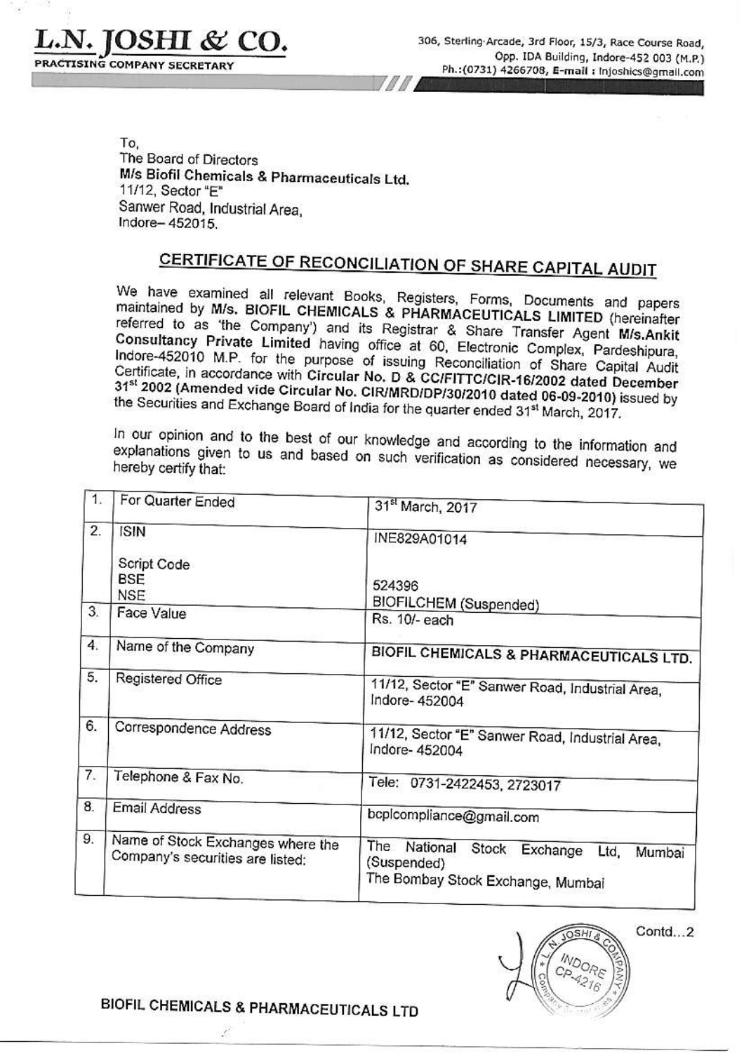# L.N. JOSHI & CO.

PRACTISING COMPANY SECRETARY

306, Sterling Arcade, 3rd Floor, 15/3, Race Course Road, Opp. IDA Building, Indore-452 003 (M.P.)
Ph.:(0731) 4266708, E-mail : lnjoshics@gmail.com

To,
The Board of Directors
M/s Biofil Chemicals & Pharmaceuticals Ltd.
11/12, Sector "E"
Sanwer Road, Industrial Area,
Indore– 452015.

## CERTIFICATE OF RECONCILIATION OF SHARE CAPITAL AUDIT

We have examined all relevant Books, Registers, Forms, Documents and papers maintained by **M/s. BIOFIL CHEMICALS & PHARMACEUTICALS LIMITED** (hereinafter referred to as 'the Company') and its Registrar & Share Transfer Agent **M/s.Ankit Consultancy Private Limited** having office at 60, Electronic Complex, Pardeshipura, Indore-452010 M.P. for the purpose of issuing Reconciliation of Share Capital Audit Certificate, in accordance with **Circular No. D & CC/FITTC/CIR-16/2002 dated December 31st 2002 (Amended vide Circular No. CIR/MRD/DP/30/2010 dated 06-09-2010)** issued by the Securities and Exchange Board of India for the quarter ended 31st March, 2017.

In our opinion and to the best of our knowledge and according to the information and explanations given to us and based on such verification as considered necessary, we hereby certify that:

| | | |
|---|---|---|
| 1. | For Quarter Ended | 31st March, 2017 |
| 2. | ISIN<br><br>Script Code<br>BSE<br>NSE | INE829A01014<br><br><br>524396<br>BIOFILCHEM (Suspended) |
| 3. | Face Value | Rs. 10/- each |
| 4. | Name of the Company | BIOFIL CHEMICALS & PHARMACEUTICALS LTD. |
| 5. | Registered Office | 11/12, Sector "E" Sanwer Road, Industrial Area, Indore- 452004 |
| 6. | Correspondence Address | 11/12, Sector "E" Sanwer Road, Industrial Area, Indore- 452004 |
| 7. | Telephone & Fax No. | Tele: 0731-2422453, 2723017 |
| 8. | Email Address | bcplcompliance@gmail.com |
| 9. | Name of Stock Exchanges where the Company's securities are listed: | The National Stock Exchange Ltd, Mumbai (Suspended)<br>The Bombay Stock Exchange, Mumbai |

Contd...2

BIOFIL CHEMICALS & PHARMACEUTICALS LTD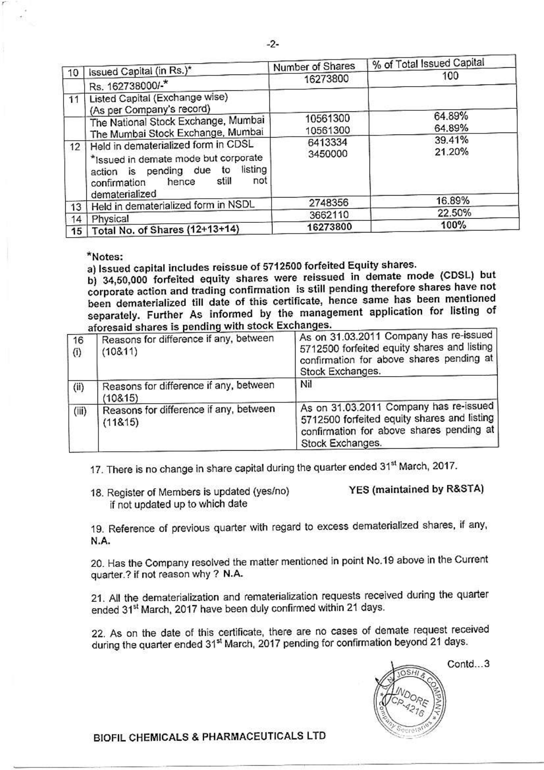| | | Number of Shares | % of Total Issued Capital |
|---|---|---|---|
| 10 | Issued Capital (in Rs.)* Rs. 162738000/-* | 16273800 | 100 |
| 11 | Listed Capital (Exchange wise) (As per Company's record) | | |
| | The National Stock Exchange, Mumbai | 10561300 | 64.89% |
| | The Mumbai Stock Exchange, Mumbai | 10561300 | 64.89% |
| 12 | Held in dematerialized form in CDSL | 6413334 | 39.41% |
| | *Issued in demate mode but corporate action is pending due to listing confirmation hence still not dematerialized | 3450000 | 21.20% |
| 13 | Held in dematerialized form in NSDL | 2748356 | 16.89% |
| 14 | Physical | 3662110 | 22.50% |
| 15 | **Total No. of Shares (12+13+14)** | 16273800 | 100% |

*Notes:

**a) Issued capital includes reissue of 5712500 forfeited Equity shares.**

**b) 34,50,000 forfeited equity shares were reissued in demate mode (CDSL) but corporate action and trading confirmation is still pending therefore shares have not been dematerialized till date of this certificate, hence same has been mentioned separately. Further As informed by the management application for listing of aforesaid shares is pending with stock Exchanges.**

| | | |
|---|---|---|
| 16 (i) | Reasons for difference if any, between (10&11) | As on 31.03.2011 Company has re-issued 5712500 forfeited equity shares and listing confirmation for above shares pending at Stock Exchanges. |
| (ii) | Reasons for difference if any, between (10&15) | Nil |
| (iii) | Reasons for difference if any, between (11&15) | As on 31.03.2011 Company has re-issued 5712500 forfeited equity shares and listing confirmation for above shares pending at Stock Exchanges. |

17. There is no change in share capital during the quarter ended 31st March, 2017.

18. Register of Members is updated (yes/no) if not updated up to which date — **YES (maintained by R&STA)**

19. Reference of previous quarter with regard to excess dematerialized shares, if any, **N.A.**

20. Has the Company resolved the matter mentioned in point No.19 above in the Current quarter.? if not reason why ? **N.A.**

21. All the dematerialization and rematerialization requests received during the quarter ended 31st March, 2017 have been duly confirmed within 21 days.

22. As on the date of this certificate, there are no cases of demate request received during the quarter ended 31st March, 2017 pending for confirmation beyond 21 days.

Contd...3

**BIOFIL CHEMICALS & PHARMACEUTICALS LTD**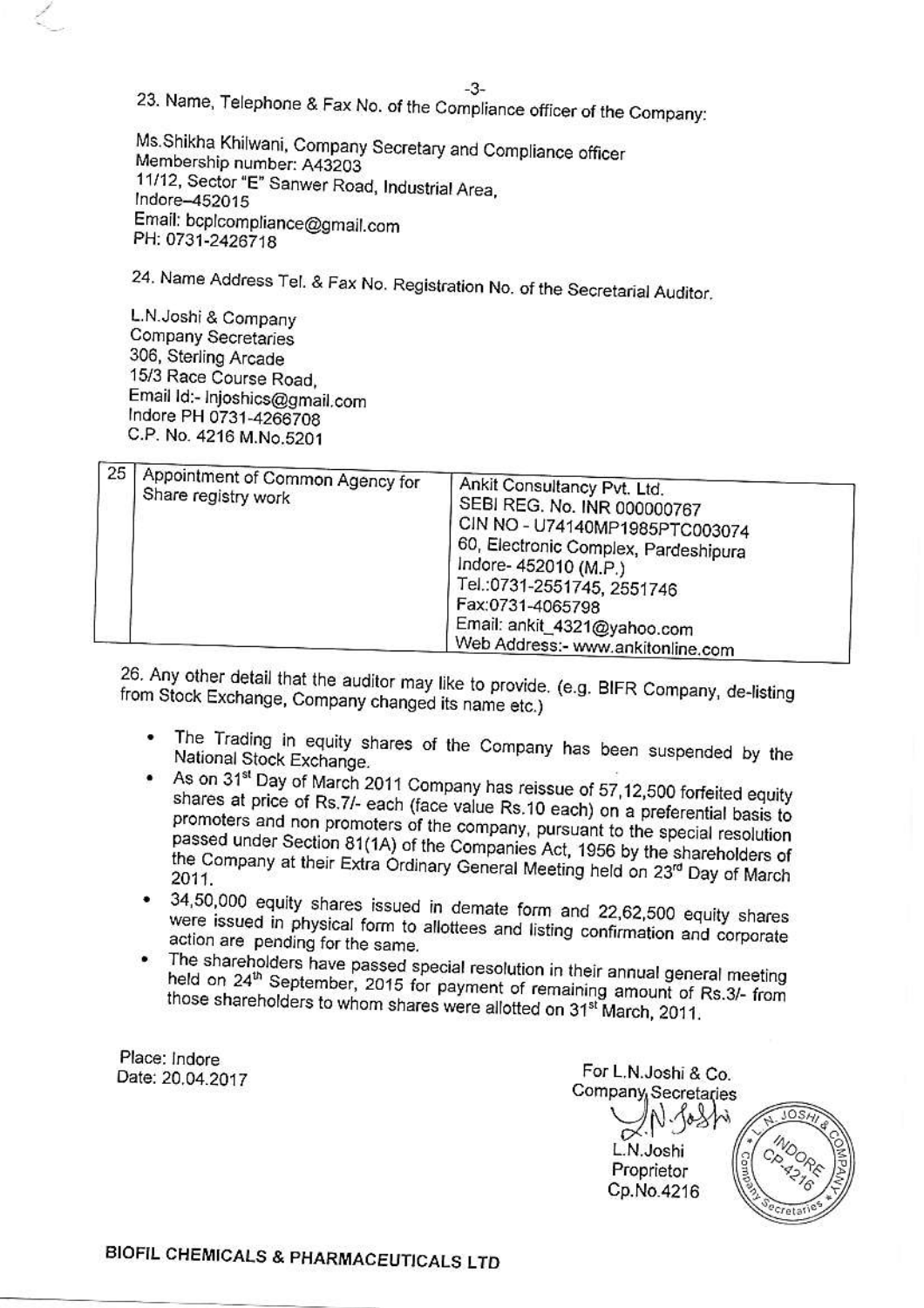23. Name, Telephone & Fax No. of the Compliance officer of the Company:

Ms.Shikha Khilwani, Company Secretary and Compliance officer
Membership number: A43203
11/12, Sector "E" Sanwer Road, Industrial Area,
Indore–452015
Email: bcplcompliance@gmail.com
PH: 0731-2426718

24. Name Address Tel. & Fax No. Registration No. of the Secretarial Auditor.

L.N.Joshi & Company
Company Secretaries
306, Sterling Arcade
15/3 Race Course Road,
Email Id:- lnjoshics@gmail.com
Indore PH 0731-4266708
C.P. No. 4216 M.No.5201

| | | |
|---|---|---|
| 25 | Appointment of Common Agency for Share registry work | Ankit Consultancy Pvt. Ltd.<br>SEBI REG. No. INR 000000767<br>CIN NO - U74140MP1985PTC003074<br>60, Electronic Complex, Pardeshipura<br>Indore- 452010 (M.P.)<br>Tel.:0731-2551745, 2551746<br>Fax:0731-4065798<br>Email: ankit_4321@yahoo.com<br>Web Address:- www.ankitonline.com |

26. Any other detail that the auditor may like to provide. (e.g. BIFR Company, de-listing from Stock Exchange, Company changed its name etc.)

- The Trading in equity shares of the Company has been suspended by the National Stock Exchange.
- As on 31st Day of March 2011 Company has reissue of 57,12,500 forfeited equity shares at price of Rs.7/- each (face value Rs.10 each) on a preferential basis to promoters and non promoters of the company, pursuant to the special resolution passed under Section 81(1A) of the Companies Act, 1956 by the shareholders of the Company at their Extra Ordinary General Meeting held on 23rd Day of March 2011.
- 34,50,000 equity shares issued in demate form and 22,62,500 equity shares were issued in physical form to allottees and listing confirmation and corporate action are pending for the same.
- The shareholders have passed special resolution in their annual general meeting held on 24th September, 2015 for payment of remaining amount of Rs.3/- from those shareholders to whom shares were allotted on 31st March, 2011.

Place: Indore
Date: 20.04.2017

For L.N.Joshi & Co.
Company Secretaries

L.N.Joshi
Proprietor
Cp.No.4216

BIOFIL CHEMICALS & PHARMACEUTICALS LTD